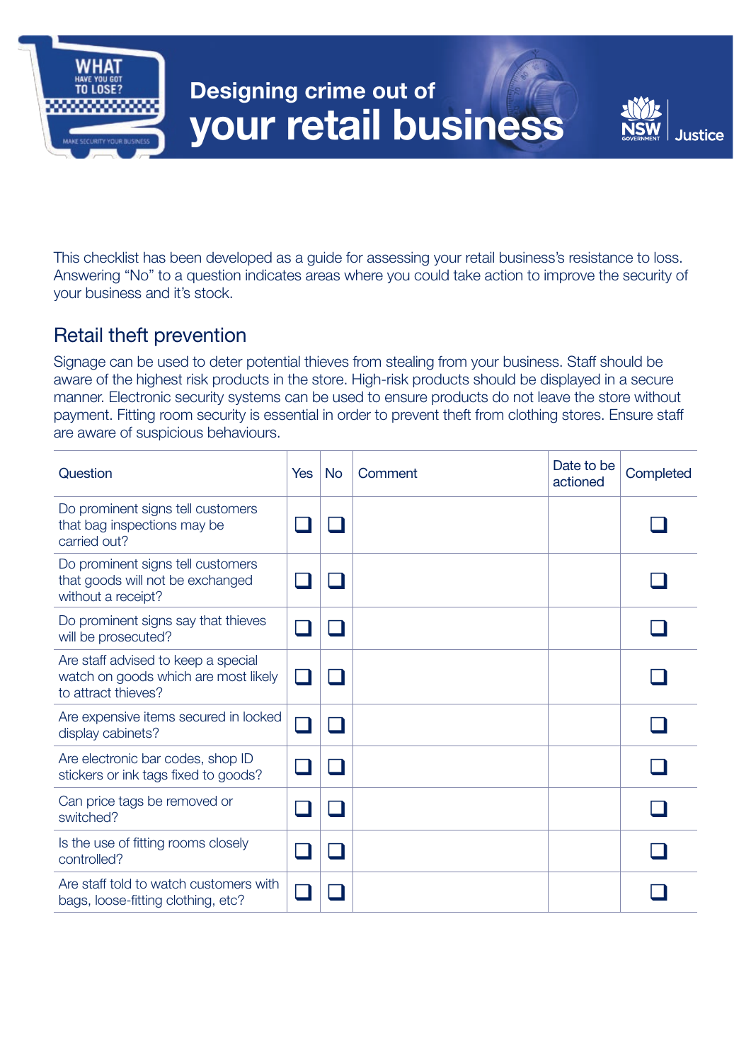# Designing crime out of your retail business

This checklist has been developed as a guide for assessing your retail business's resistance to loss. Answering "No" to a question indicates areas where you could take action to improve the security of your business and it's stock.

## Retail theft prevention

Signage can be used to deter potential thieves from stealing from your business. Staff should be aware of the highest risk products in the store. High-risk products should be displayed in a secure manner. Electronic security systems can be used to ensure products do not leave the store without payment. Fitting room security is essential in order to prevent theft from clothing stores. Ensure staff are aware of suspicious behaviours.

| Question | Yes | No | Comment | Date to be actioned | Completed |
|---|---|---|---|---|---|
| Do prominent signs tell customers that bag inspections may be carried out? | ☐ | ☐ | | | ☐ |
| Do prominent signs tell customers that goods will not be exchanged without a receipt? | ☐ | ☐ | | | ☐ |
| Do prominent signs say that thieves will be prosecuted? | ☐ | ☐ | | | ☐ |
| Are staff advised to keep a special watch on goods which are most likely to attract thieves? | ☐ | ☐ | | | ☐ |
| Are expensive items secured in locked display cabinets? | ☐ | ☐ | | | ☐ |
| Are electronic bar codes, shop ID stickers or ink tags fixed to goods? | ☐ | ☐ | | | ☐ |
| Can price tags be removed or switched? | ☐ | ☐ | | | ☐ |
| Is the use of fitting rooms closely controlled? | ☐ | ☐ | | | ☐ |
| Are staff told to watch customers with bags, loose-fitting clothing, etc? | ☐ | ☐ | | | ☐ |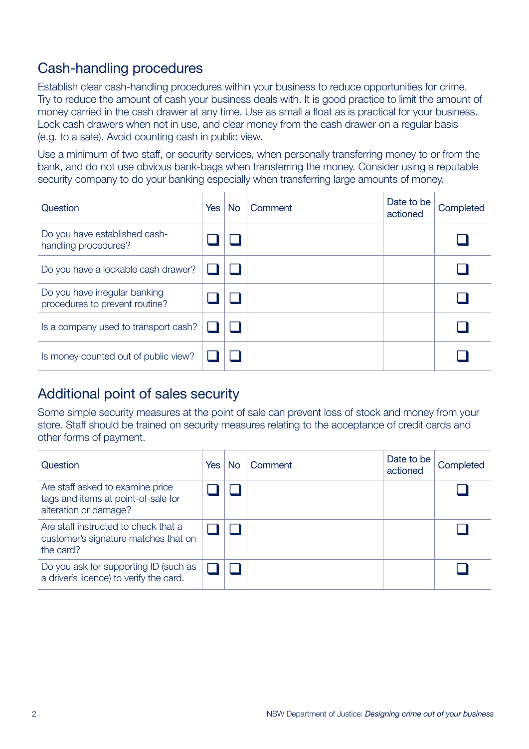## Cash-handling procedures

Establish clear cash-handling procedures within your business to reduce opportunities for crime. Try to reduce the amount of cash your business deals with. It is good practice to limit the amount of money carried in the cash drawer at any time. Use as small a float as is practical for your business. Lock cash drawers when not in use, and clear money from the cash drawer on a regular basis (e.g. to a safe). Avoid counting cash in public view.

Use a minimum of two staff, or security services, when personally transferring money to or from the bank, and do not use obvious bank-bags when transferring the money. Consider using a reputable security company to do your banking especially when transferring large amounts of money.

| Question | Yes | No | Comment | Date to be actioned | Completed |
|---|---|---|---|---|---|
| Do you have established cash-handling procedures? | ❑ | ❑ | | | ❑ |
| Do you have a lockable cash drawer? | ❑ | ❑ | | | ❑ |
| Do you have irregular banking procedures to prevent routine? | ❑ | ❑ | | | ❑ |
| Is a company used to transport cash? | ❑ | ❑ | | | ❑ |
| Is money counted out of public view? | ❑ | ❑ | | | ❑ |

## Additional point of sales security

Some simple security measures at the point of sale can prevent loss of stock and money from your store. Staff should be trained on security measures relating to the acceptance of credit cards and other forms of payment.

| Question | Yes | No | Comment | Date to be actioned | Completed |
|---|---|---|---|---|---|
| Are staff asked to examine price tags and items at point-of-sale for alteration or damage? | ❑ | ❑ | | | ❑ |
| Are staff instructed to check that a customer's signature matches that on the card? | ❑ | ❑ | | | ❑ |
| Do you ask for supporting ID (such as a driver's licence) to verify the card. | ❑ | ❑ | | | ❑ |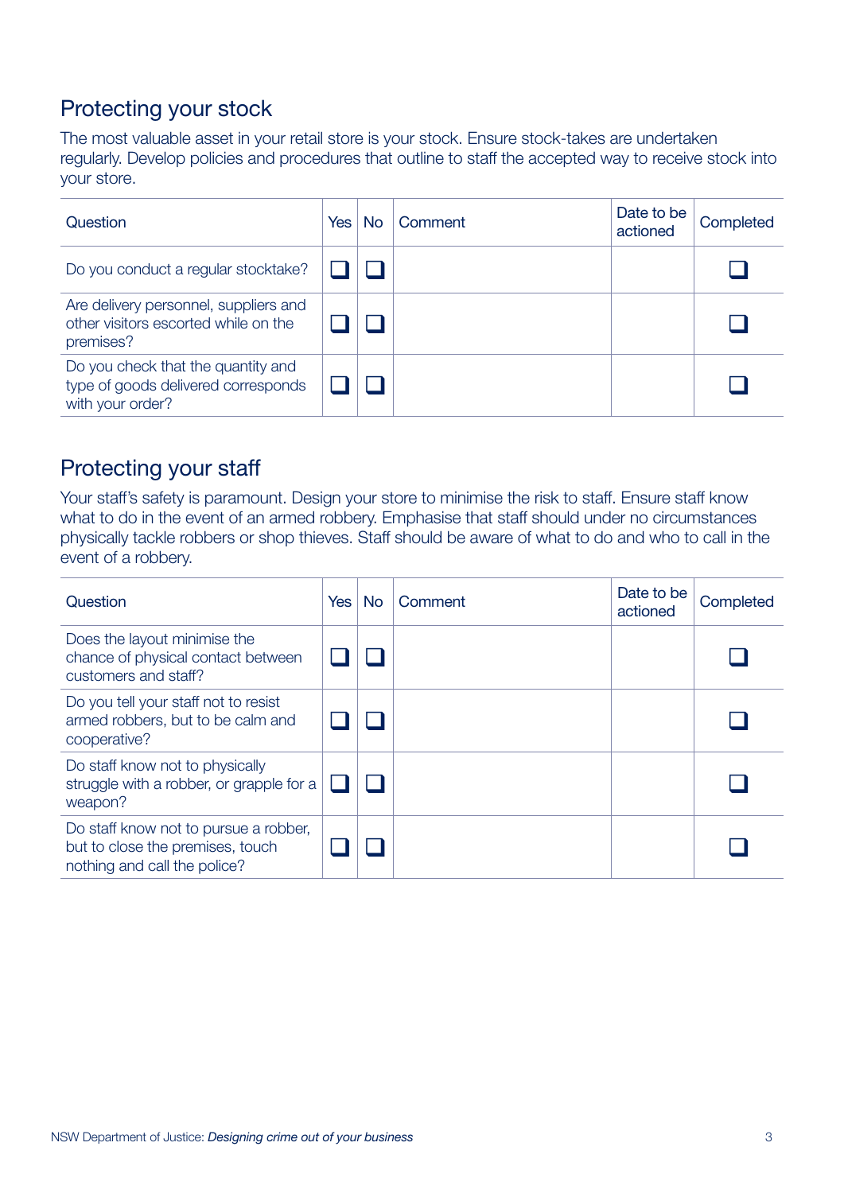## Protecting your stock

The most valuable asset in your retail store is your stock. Ensure stock-takes are undertaken regularly. Develop policies and procedures that outline to staff the accepted way to receive stock into your store.

| Question | Yes | No | Comment | Date to be actioned | Completed |
|---|---|---|---|---|---|
| Do you conduct a regular stocktake? | ❑ | ❑ | | | ❑ |
| Are delivery personnel, suppliers and other visitors escorted while on the premises? | ❑ | ❑ | | | ❑ |
| Do you check that the quantity and type of goods delivered corresponds with your order? | ❑ | ❑ | | | ❑ |

## Protecting your staff

Your staff's safety is paramount. Design your store to minimise the risk to staff. Ensure staff know what to do in the event of an armed robbery. Emphasise that staff should under no circumstances physically tackle robbers or shop thieves. Staff should be aware of what to do and who to call in the event of a robbery.

| Question | Yes | No | Comment | Date to be actioned | Completed |
|---|---|---|---|---|---|
| Does the layout minimise the chance of physical contact between customers and staff? | ❑ | ❑ | | | ❑ |
| Do you tell your staff not to resist armed robbers, but to be calm and cooperative? | ❑ | ❑ | | | ❑ |
| Do staff know not to physically struggle with a robber, or grapple for a weapon? | ❑ | ❑ | | | ❑ |
| Do staff know not to pursue a robber, but to close the premises, touch nothing and call the police? | ❑ | ❑ | | | ❑ |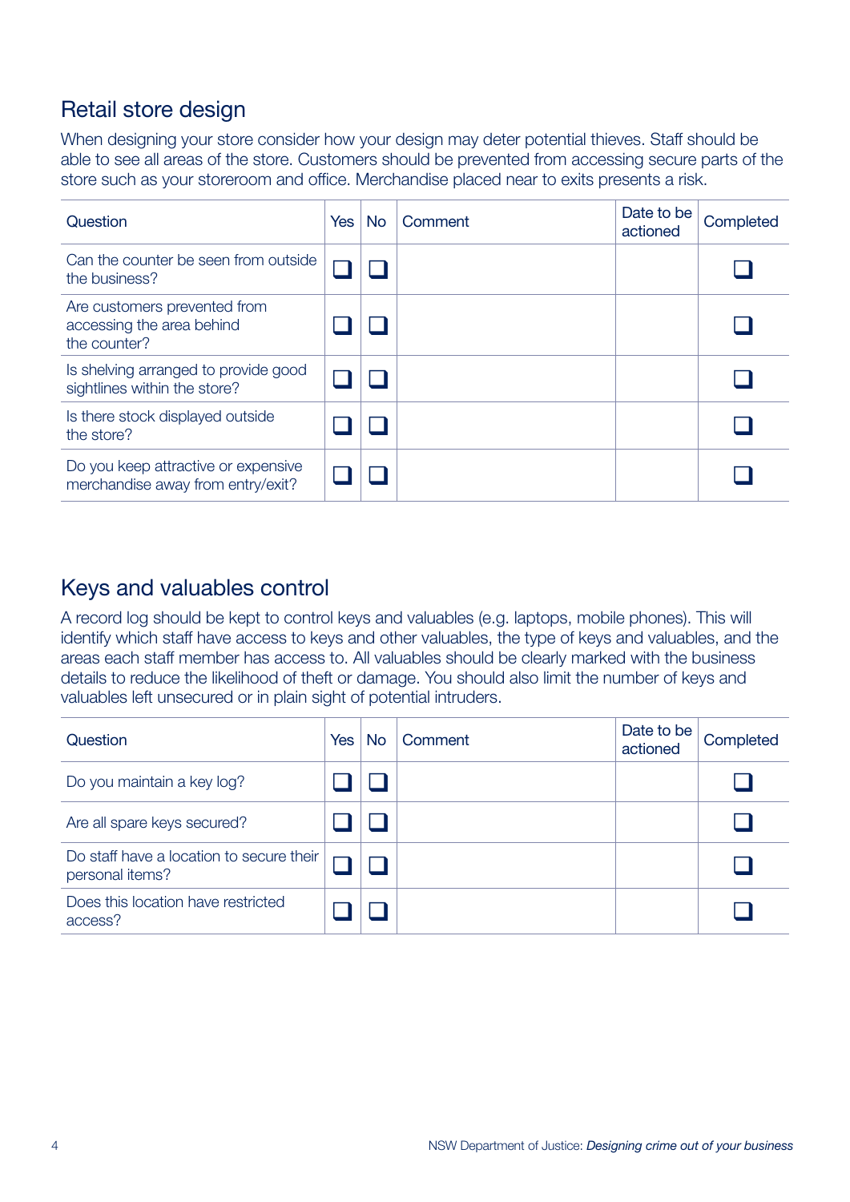## Retail store design

When designing your store consider how your design may deter potential thieves. Staff should be able to see all areas of the store. Customers should be prevented from accessing secure parts of the store such as your storeroom and office. Merchandise placed near to exits presents a risk.

| Question | Yes | No | Comment | Date to be actioned | Completed |
|---|---|---|---|---|---|
| Can the counter be seen from outside the business? | ❑ | ❑ | | | ❑ |
| Are customers prevented from accessing the area behind the counter? | ❑ | ❑ | | | ❑ |
| Is shelving arranged to provide good sightlines within the store? | ❑ | ❑ | | | ❑ |
| Is there stock displayed outside the store? | ❑ | ❑ | | | ❑ |
| Do you keep attractive or expensive merchandise away from entry/exit? | ❑ | ❑ | | | ❑ |

## Keys and valuables control

A record log should be kept to control keys and valuables (e.g. laptops, mobile phones). This will identify which staff have access to keys and other valuables, the type of keys and valuables, and the areas each staff member has access to. All valuables should be clearly marked with the business details to reduce the likelihood of theft or damage. You should also limit the number of keys and valuables left unsecured or in plain sight of potential intruders.

| Question | Yes | No | Comment | Date to be actioned | Completed |
|---|---|---|---|---|---|
| Do you maintain a key log? | ❑ | ❑ | | | ❑ |
| Are all spare keys secured? | ❑ | ❑ | | | ❑ |
| Do staff have a location to secure their personal items? | ❑ | ❑ | | | ❑ |
| Does this location have restricted access? | ❑ | ❑ | | | ❑ |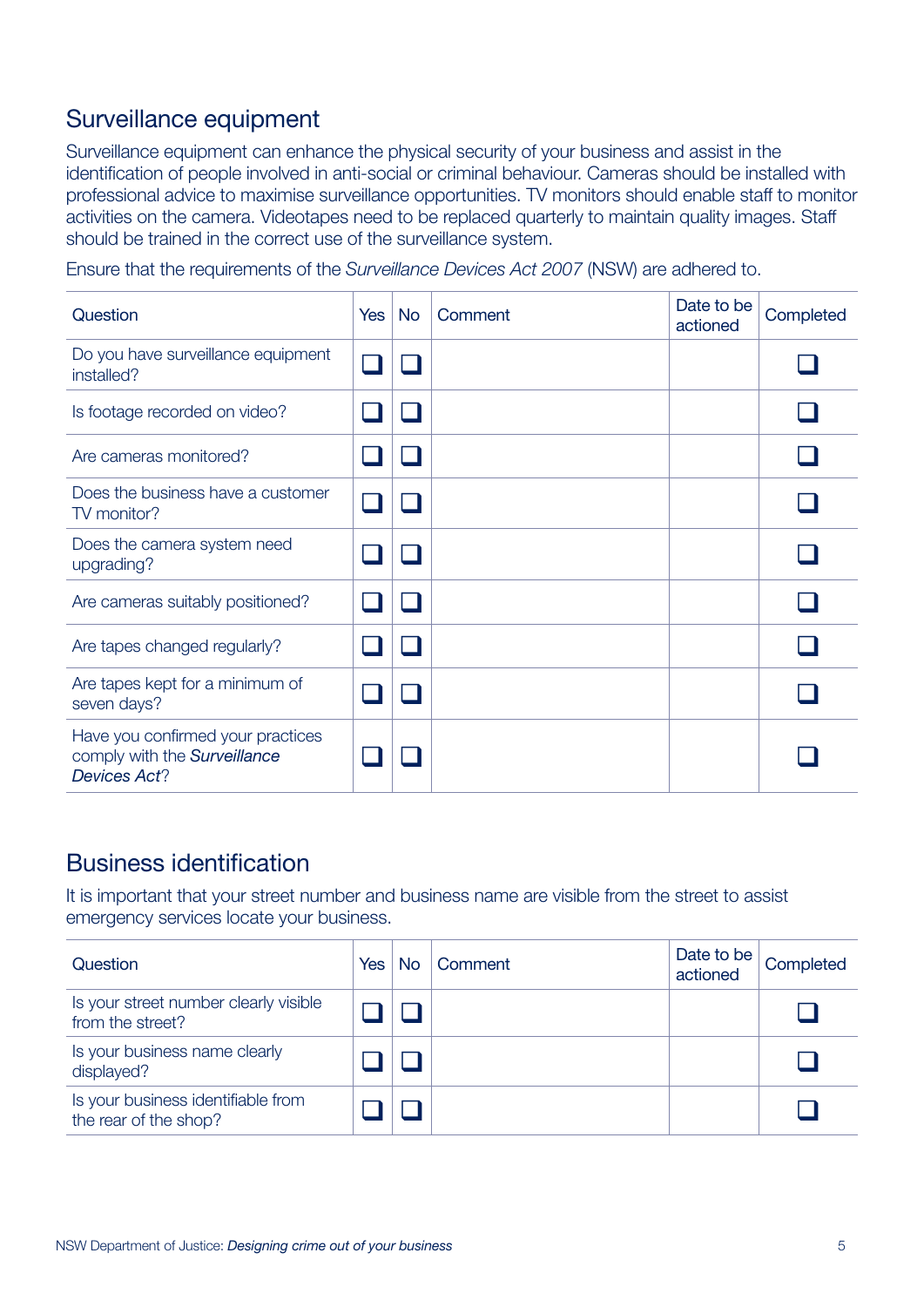## Surveillance equipment

Surveillance equipment can enhance the physical security of your business and assist in the identification of people involved in anti-social or criminal behaviour. Cameras should be installed with professional advice to maximise surveillance opportunities. TV monitors should enable staff to monitor activities on the camera. Videotapes need to be replaced quarterly to maintain quality images. Staff should be trained in the correct use of the surveillance system.

Ensure that the requirements of the *Surveillance Devices Act 2007* (NSW) are adhered to.

| Question | Yes | No | Comment | Date to be actioned | Completed |
|---|---|---|---|---|---|
| Do you have surveillance equipment installed? | ☐ | ☐ | | | ☐ |
| Is footage recorded on video? | ☐ | ☐ | | | ☐ |
| Are cameras monitored? | ☐ | ☐ | | | ☐ |
| Does the business have a customer TV monitor? | ☐ | ☐ | | | ☐ |
| Does the camera system need upgrading? | ☐ | ☐ | | | ☐ |
| Are cameras suitably positioned? | ☐ | ☐ | | | ☐ |
| Are tapes changed regularly? | ☐ | ☐ | | | ☐ |
| Are tapes kept for a minimum of seven days? | ☐ | ☐ | | | ☐ |
| Have you confirmed your practices comply with the *Surveillance Devices Act*? | ☐ | ☐ | | | ☐ |

## Business identification

It is important that your street number and business name are visible from the street to assist emergency services locate your business.

| Question | Yes | No | Comment | Date to be actioned | Completed |
|---|---|---|---|---|---|
| Is your street number clearly visible from the street? | ☐ | ☐ | | | ☐ |
| Is your business name clearly displayed? | ☐ | ☐ | | | ☐ |
| Is your business identifiable from the rear of the shop? | ☐ | ☐ | | | ☐ |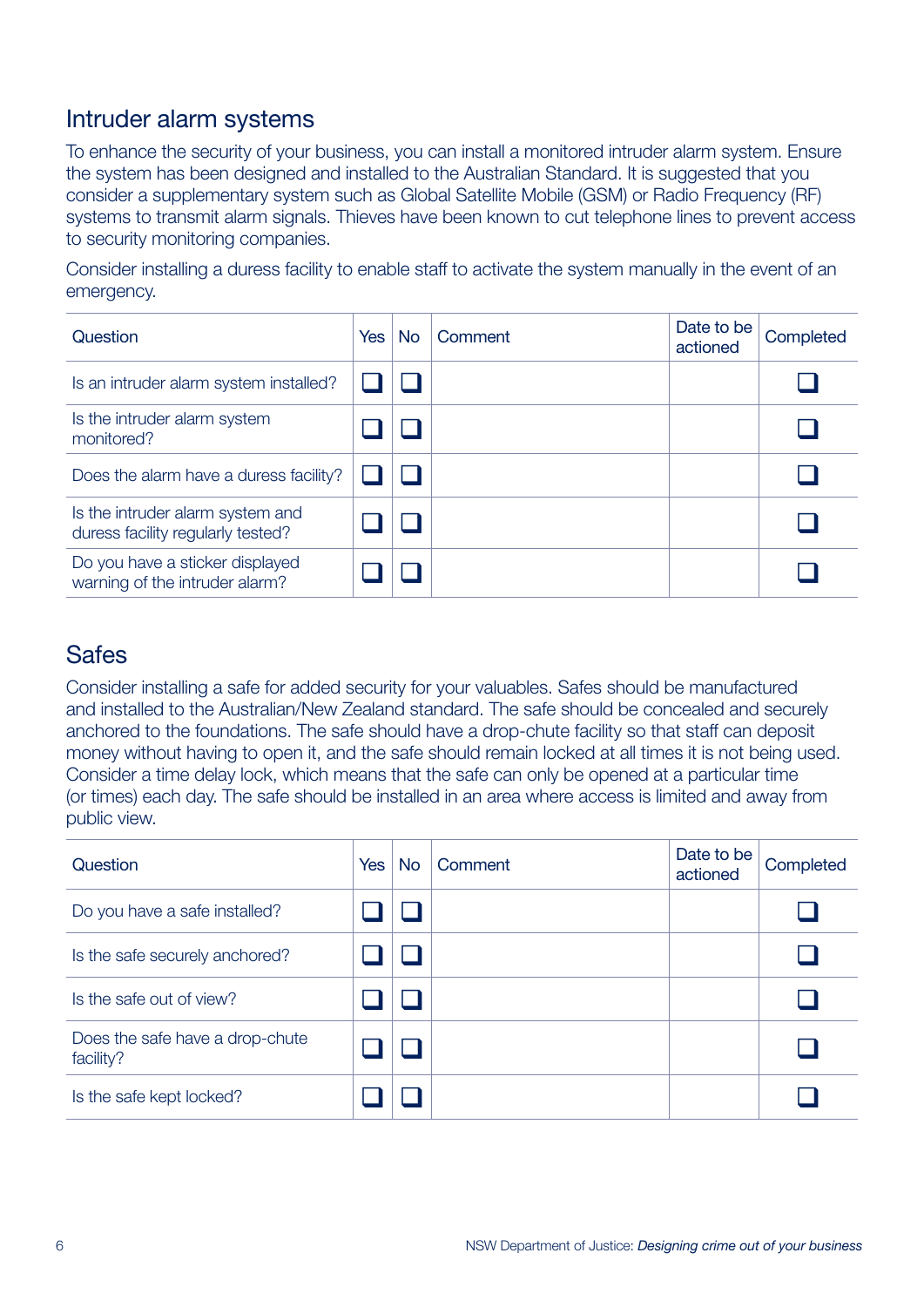## Intruder alarm systems

To enhance the security of your business, you can install a monitored intruder alarm system. Ensure the system has been designed and installed to the Australian Standard. It is suggested that you consider a supplementary system such as Global Satellite Mobile (GSM) or Radio Frequency (RF) systems to transmit alarm signals. Thieves have been known to cut telephone lines to prevent access to security monitoring companies.

Consider installing a duress facility to enable staff to activate the system manually in the event of an emergency.

| Question | Yes | No | Comment | Date to be actioned | Completed |
|---|---|---|---|---|---|
| Is an intruder alarm system installed? | ☐ | ☐ | | | ☐ |
| Is the intruder alarm system monitored? | ☐ | ☐ | | | ☐ |
| Does the alarm have a duress facility? | ☐ | ☐ | | | ☐ |
| Is the intruder alarm system and duress facility regularly tested? | ☐ | ☐ | | | ☐ |
| Do you have a sticker displayed warning of the intruder alarm? | ☐ | ☐ | | | ☐ |

## Safes

Consider installing a safe for added security for your valuables. Safes should be manufactured and installed to the Australian/New Zealand standard. The safe should be concealed and securely anchored to the foundations. The safe should have a drop-chute facility so that staff can deposit money without having to open it, and the safe should remain locked at all times it is not being used. Consider a time delay lock, which means that the safe can only be opened at a particular time (or times) each day. The safe should be installed in an area where access is limited and away from public view.

| Question | Yes | No | Comment | Date to be actioned | Completed |
|---|---|---|---|---|---|
| Do you have a safe installed? | ☐ | ☐ | | | ☐ |
| Is the safe securely anchored? | ☐ | ☐ | | | ☐ |
| Is the safe out of view? | ☐ | ☐ | | | ☐ |
| Does the safe have a drop-chute facility? | ☐ | ☐ | | | ☐ |
| Is the safe kept locked? | ☐ | ☐ | | | ☐ |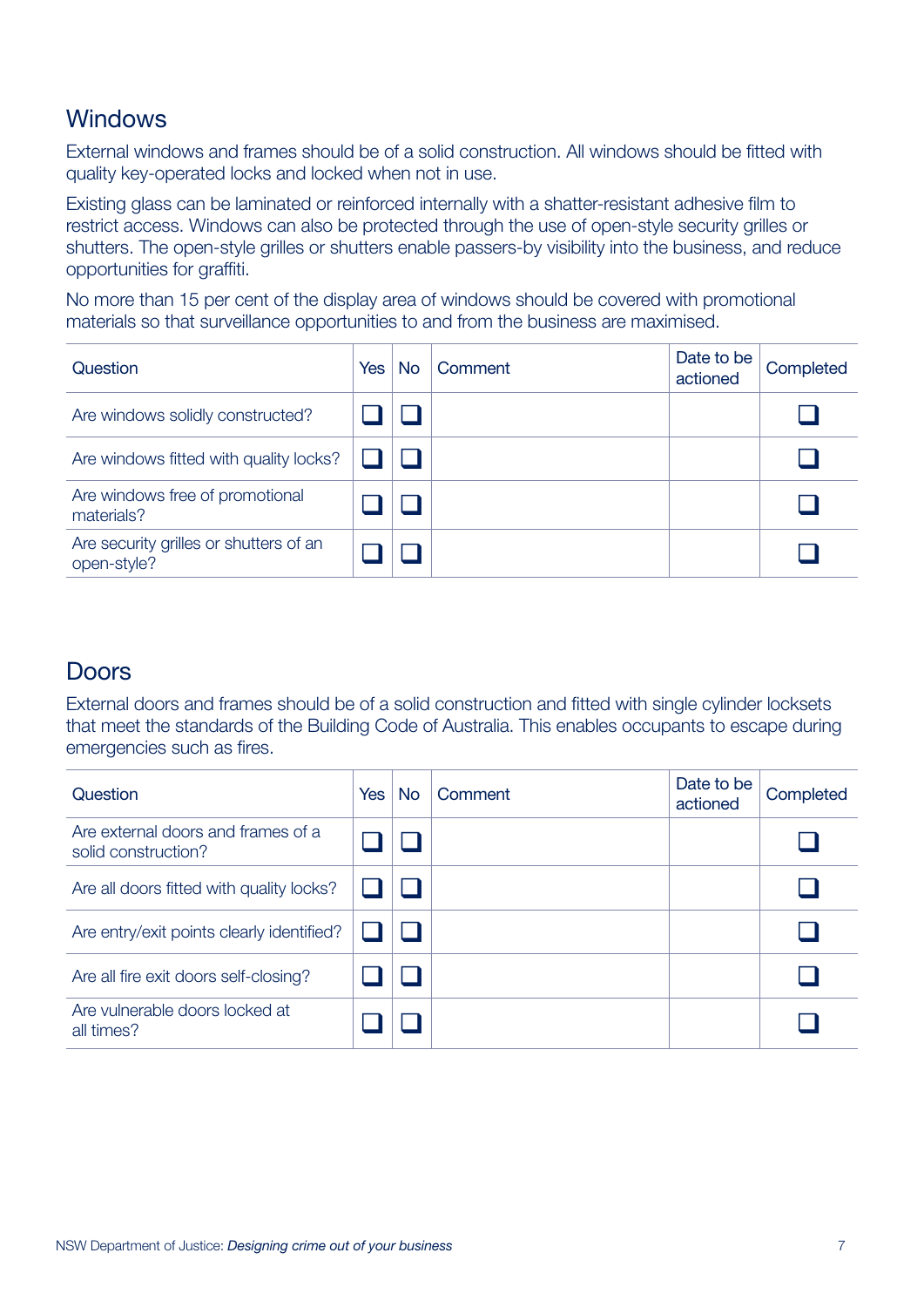## Windows

External windows and frames should be of a solid construction. All windows should be fitted with quality key-operated locks and locked when not in use.

Existing glass can be laminated or reinforced internally with a shatter-resistant adhesive film to restrict access. Windows can also be protected through the use of open-style security grilles or shutters. The open-style grilles or shutters enable passers-by visibility into the business, and reduce opportunities for graffiti.

No more than 15 per cent of the display area of windows should be covered with promotional materials so that surveillance opportunities to and from the business are maximised.

| Question | Yes | No | Comment | Date to be actioned | Completed |
|---|---|---|---|---|---|
| Are windows solidly constructed? | ❑ | ❑ | | | ❑ |
| Are windows fitted with quality locks? | ❑ | ❑ | | | ❑ |
| Are windows free of promotional materials? | ❑ | ❑ | | | ❑ |
| Are security grilles or shutters of an open-style? | ❑ | ❑ | | | ❑ |

## Doors

External doors and frames should be of a solid construction and fitted with single cylinder locksets that meet the standards of the Building Code of Australia. This enables occupants to escape during emergencies such as fires.

| Question | Yes | No | Comment | Date to be actioned | Completed |
|---|---|---|---|---|---|
| Are external doors and frames of a solid construction? | ❑ | ❑ | | | ❑ |
| Are all doors fitted with quality locks? | ❑ | ❑ | | | ❑ |
| Are entry/exit points clearly identified? | ❑ | ❑ | | | ❑ |
| Are all fire exit doors self-closing? | ❑ | ❑ | | | ❑ |
| Are vulnerable doors locked at all times? | ❑ | ❑ | | | ❑ |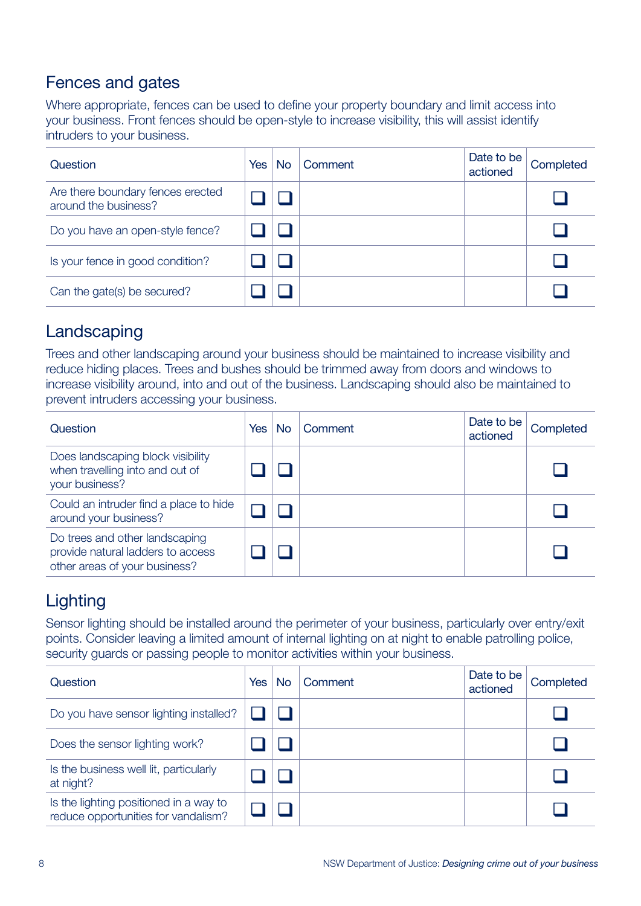## Fences and gates

Where appropriate, fences can be used to define your property boundary and limit access into your business. Front fences should be open-style to increase visibility, this will assist identify intruders to your business.

| Question | Yes | No | Comment | Date to be actioned | Completed |
|---|---|---|---|---|---|
| Are there boundary fences erected around the business? | ❑ | ❑ | | | ❑ |
| Do you have an open-style fence? | ❑ | ❑ | | | ❑ |
| Is your fence in good condition? | ❑ | ❑ | | | ❑ |
| Can the gate(s) be secured? | ❑ | ❑ | | | ❑ |

## Landscaping

Trees and other landscaping around your business should be maintained to increase visibility and reduce hiding places. Trees and bushes should be trimmed away from doors and windows to increase visibility around, into and out of the business. Landscaping should also be maintained to prevent intruders accessing your business.

| Question | Yes | No | Comment | Date to be actioned | Completed |
|---|---|---|---|---|---|
| Does landscaping block visibility when travelling into and out of your business? | ❑ | ❑ | | | ❑ |
| Could an intruder find a place to hide around your business? | ❑ | ❑ | | | ❑ |
| Do trees and other landscaping provide natural ladders to access other areas of your business? | ❑ | ❑ | | | ❑ |

## Lighting

Sensor lighting should be installed around the perimeter of your business, particularly over entry/exit points. Consider leaving a limited amount of internal lighting on at night to enable patrolling police, security guards or passing people to monitor activities within your business.

| Question | Yes | No | Comment | Date to be actioned | Completed |
|---|---|---|---|---|---|
| Do you have sensor lighting installed? | ❑ | ❑ | | | ❑ |
| Does the sensor lighting work? | ❑ | ❑ | | | ❑ |
| Is the business well lit, particularly at night? | ❑ | ❑ | | | ❑ |
| Is the lighting positioned in a way to reduce opportunities for vandalism? | ❑ | ❑ | | | ❑ |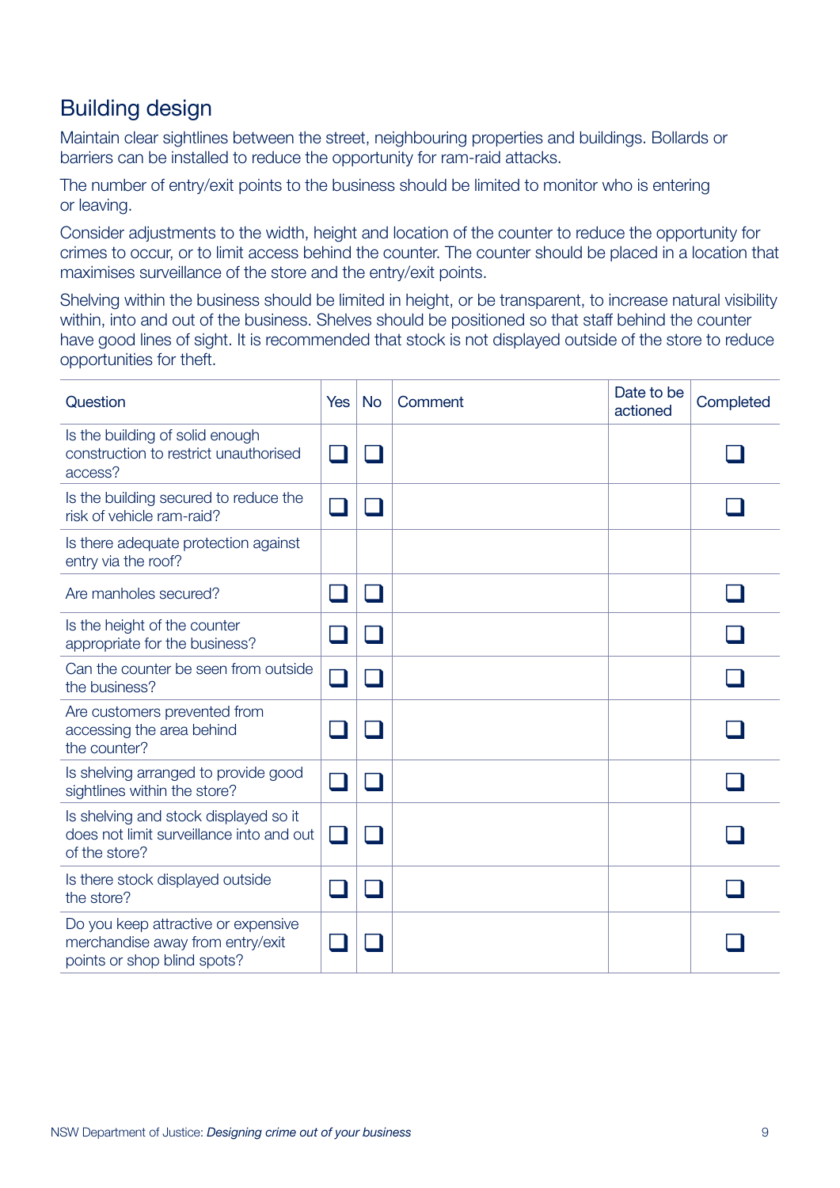## Building design

Maintain clear sightlines between the street, neighbouring properties and buildings. Bollards or barriers can be installed to reduce the opportunity for ram-raid attacks.

The number of entry/exit points to the business should be limited to monitor who is entering or leaving.

Consider adjustments to the width, height and location of the counter to reduce the opportunity for crimes to occur, or to limit access behind the counter. The counter should be placed in a location that maximises surveillance of the store and the entry/exit points.

Shelving within the business should be limited in height, or be transparent, to increase natural visibility within, into and out of the business. Shelves should be positioned so that staff behind the counter have good lines of sight. It is recommended that stock is not displayed outside of the store to reduce opportunities for theft.

| Question | Yes | No | Comment | Date to be actioned | Completed |
|---|---|---|---|---|---|
| Is the building of solid enough construction to restrict unauthorised access? | ❑ | ❑ | | | ❑ |
| Is the building secured to reduce the risk of vehicle ram-raid? | ❑ | ❑ | | | ❑ |
| Is there adequate protection against entry via the roof? | | | | | |
| Are manholes secured? | ❑ | ❑ | | | ❑ |
| Is the height of the counter appropriate for the business? | ❑ | ❑ | | | ❑ |
| Can the counter be seen from outside the business? | ❑ | ❑ | | | ❑ |
| Are customers prevented from accessing the area behind the counter? | ❑ | ❑ | | | ❑ |
| Is shelving arranged to provide good sightlines within the store? | ❑ | ❑ | | | ❑ |
| Is shelving and stock displayed so it does not limit surveillance into and out of the store? | ❑ | ❑ | | | ❑ |
| Is there stock displayed outside the store? | ❑ | ❑ | | | ❑ |
| Do you keep attractive or expensive merchandise away from entry/exit points or shop blind spots? | ❑ | ❑ | | | ❑ |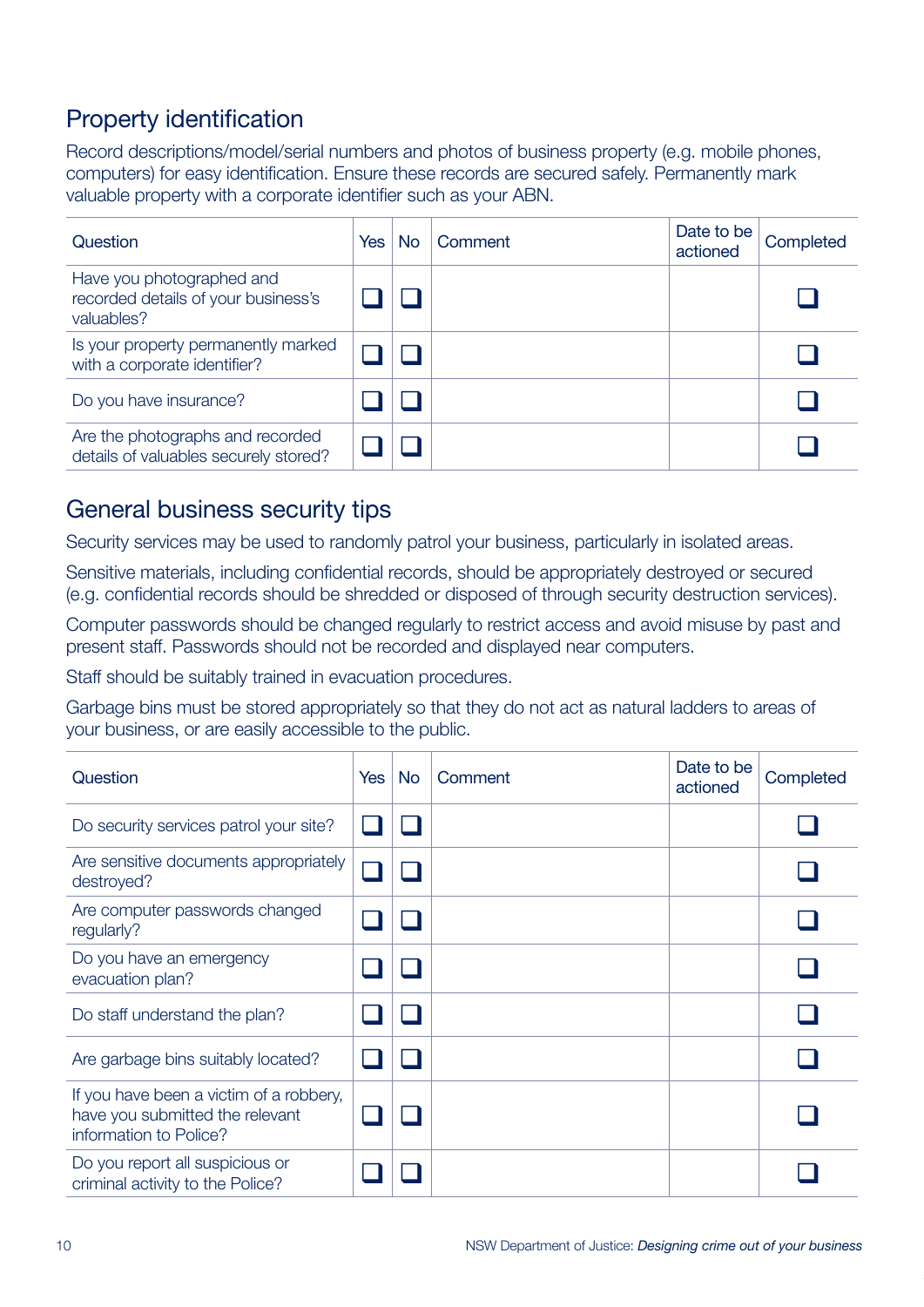## Property identification

Record descriptions/model/serial numbers and photos of business property (e.g. mobile phones, computers) for easy identification. Ensure these records are secured safely. Permanently mark valuable property with a corporate identifier such as your ABN.

| Question | Yes | No | Comment | Date to be actioned | Completed |
|---|---|---|---|---|---|
| Have you photographed and recorded details of your business's valuables? | ❑ | ❑ | | | ❑ |
| Is your property permanently marked with a corporate identifier? | ❑ | ❑ | | | ❑ |
| Do you have insurance? | ❑ | ❑ | | | ❑ |
| Are the photographs and recorded details of valuables securely stored? | ❑ | ❑ | | | ❑ |

## General business security tips

Security services may be used to randomly patrol your business, particularly in isolated areas.

Sensitive materials, including confidential records, should be appropriately destroyed or secured (e.g. confidential records should be shredded or disposed of through security destruction services).

Computer passwords should be changed regularly to restrict access and avoid misuse by past and present staff. Passwords should not be recorded and displayed near computers.

Staff should be suitably trained in evacuation procedures.

Garbage bins must be stored appropriately so that they do not act as natural ladders to areas of your business, or are easily accessible to the public.

| Question | Yes | No | Comment | Date to be actioned | Completed |
|---|---|---|---|---|---|
| Do security services patrol your site? | ❑ | ❑ | | | ❑ |
| Are sensitive documents appropriately destroyed? | ❑ | ❑ | | | ❑ |
| Are computer passwords changed regularly? | ❑ | ❑ | | | ❑ |
| Do you have an emergency evacuation plan? | ❑ | ❑ | | | ❑ |
| Do staff understand the plan? | ❑ | ❑ | | | ❑ |
| Are garbage bins suitably located? | ❑ | ❑ | | | ❑ |
| If you have been a victim of a robbery, have you submitted the relevant information to Police? | ❑ | ❑ | | | ❑ |
| Do you report all suspicious or criminal activity to the Police? | ❑ | ❑ | | | ❑ |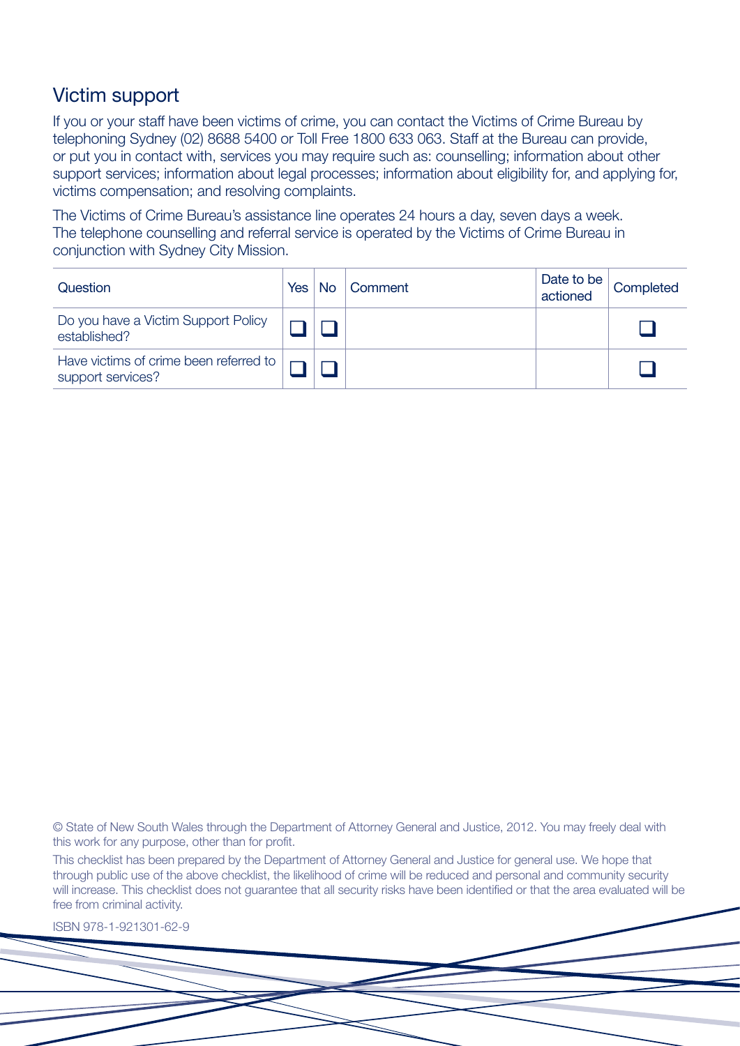## Victim support

If you or your staff have been victims of crime, you can contact the Victims of Crime Bureau by telephoning Sydney (02) 8688 5400 or Toll Free 1800 633 063. Staff at the Bureau can provide, or put you in contact with, services you may require such as: counselling; information about other support services; information about legal processes; information about eligibility for, and applying for, victims compensation; and resolving complaints.

The Victims of Crime Bureau's assistance line operates 24 hours a day, seven days a week. The telephone counselling and referral service is operated by the Victims of Crime Bureau in conjunction with Sydney City Mission.

| Question | Yes | No | Comment | Date to be actioned | Completed |
|---|---|---|---|---|---|
| Do you have a Victim Support Policy established? | ❑ | ❑ | | | ❑ |
| Have victims of crime been referred to support services? | ❑ | ❑ | | | ❑ |

© State of New South Wales through the Department of Attorney General and Justice, 2012. You may freely deal with this work for any purpose, other than for profit.

This checklist has been prepared by the Department of Attorney General and Justice for general use. We hope that through public use of the above checklist, the likelihood of crime will be reduced and personal and community security will increase. This checklist does not guarantee that all security risks have been identified or that the area evaluated will be free from criminal activity.

ISBN 978-1-921301-62-9